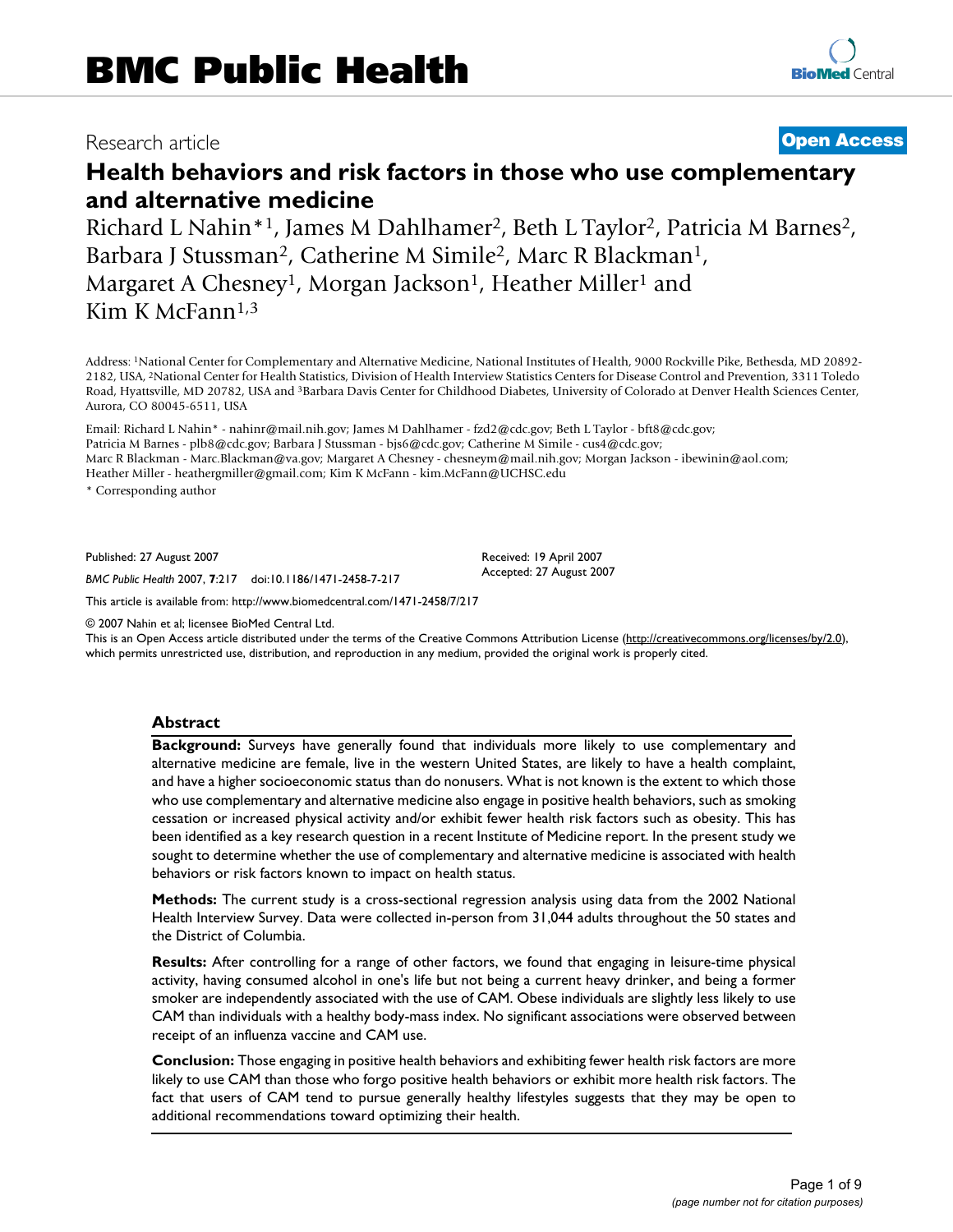# BMC Public Health

Research article **Open Access**

# Health behaviors and risk factors in those who use complementary and alternative medicine

Richard L Nahin*[1], James M Dahlhamer[2], Beth L Taylor[2], Patricia M Barnes[2], Barbara J Stussman[2], Catherine M Simile[2], Marc R Blackman[1], Margaret A Chesney[1], Morgan Jackson[1], Heather Miller[1] and Kim K McFann[1,3]

Address: [1]National Center for Complementary and Alternative Medicine, National Institutes of Health, 9000 Rockville Pike, Bethesda, MD 20892-2182, USA, [2]National Center for Health Statistics, Division of Health Interview Statistics Centers for Disease Control and Prevention, 3311 Toledo Road, Hyattsville, MD 20782, USA and [3]Barbara Davis Center for Childhood Diabetes, University of Colorado at Denver Health Sciences Center, Aurora, CO 80045-6511, USA

Email: Richard L Nahin* - nahinr@mail.nih.gov; James M Dahlhamer - fzd2@cdc.gov; Beth L Taylor - bft8@cdc.gov; Patricia M Barnes - plb8@cdc.gov; Barbara J Stussman - bjs6@cdc.gov; Catherine M Simile - cus4@cdc.gov; Marc R Blackman - Marc.Blackman@va.gov; Margaret A Chesney - chesneym@mail.nih.gov; Morgan Jackson - ibewinin@aol.com; Heather Miller - heathergmiller@gmail.com; Kim K McFann - kim.McFann@UCHSC.edu

\* Corresponding author

Published: 27 August 2007

*BMC Public Health* 2007, **7**:217 doi:10.1186/1471-2458-7-217

Received: 19 April 2007
Accepted: 27 August 2007

This article is available from: http://www.biomedcentral.com/1471-2458/7/217

© 2007 Nahin et al; licensee BioMed Central Ltd.
This is an Open Access article distributed under the terms of the Creative Commons Attribution License (http://creativecommons.org/licenses/by/2.0), which permits unrestricted use, distribution, and reproduction in any medium, provided the original work is properly cited.

## Abstract

**Background:** Surveys have generally found that individuals more likely to use complementary and alternative medicine are female, live in the western United States, are likely to have a health complaint, and have a higher socioeconomic status than do nonusers. What is not known is the extent to which those who use complementary and alternative medicine also engage in positive health behaviors, such as smoking cessation or increased physical activity and/or exhibit fewer health risk factors such as obesity. This has been identified as a key research question in a recent Institute of Medicine report. In the present study we sought to determine whether the use of complementary and alternative medicine is associated with health behaviors or risk factors known to impact on health status.

**Methods:** The current study is a cross-sectional regression analysis using data from the 2002 National Health Interview Survey. Data were collected in-person from 31,044 adults throughout the 50 states and the District of Columbia.

**Results:** After controlling for a range of other factors, we found that engaging in leisure-time physical activity, having consumed alcohol in one's life but not being a current heavy drinker, and being a former smoker are independently associated with the use of CAM. Obese individuals are slightly less likely to use CAM than individuals with a healthy body-mass index. No significant associations were observed between receipt of an influenza vaccine and CAM use.

**Conclusion:** Those engaging in positive health behaviors and exhibiting fewer health risk factors are more likely to use CAM than those who forgo positive health behaviors or exhibit more health risk factors. The fact that users of CAM tend to pursue generally healthy lifestyles suggests that they may be open to additional recommendations toward optimizing their health.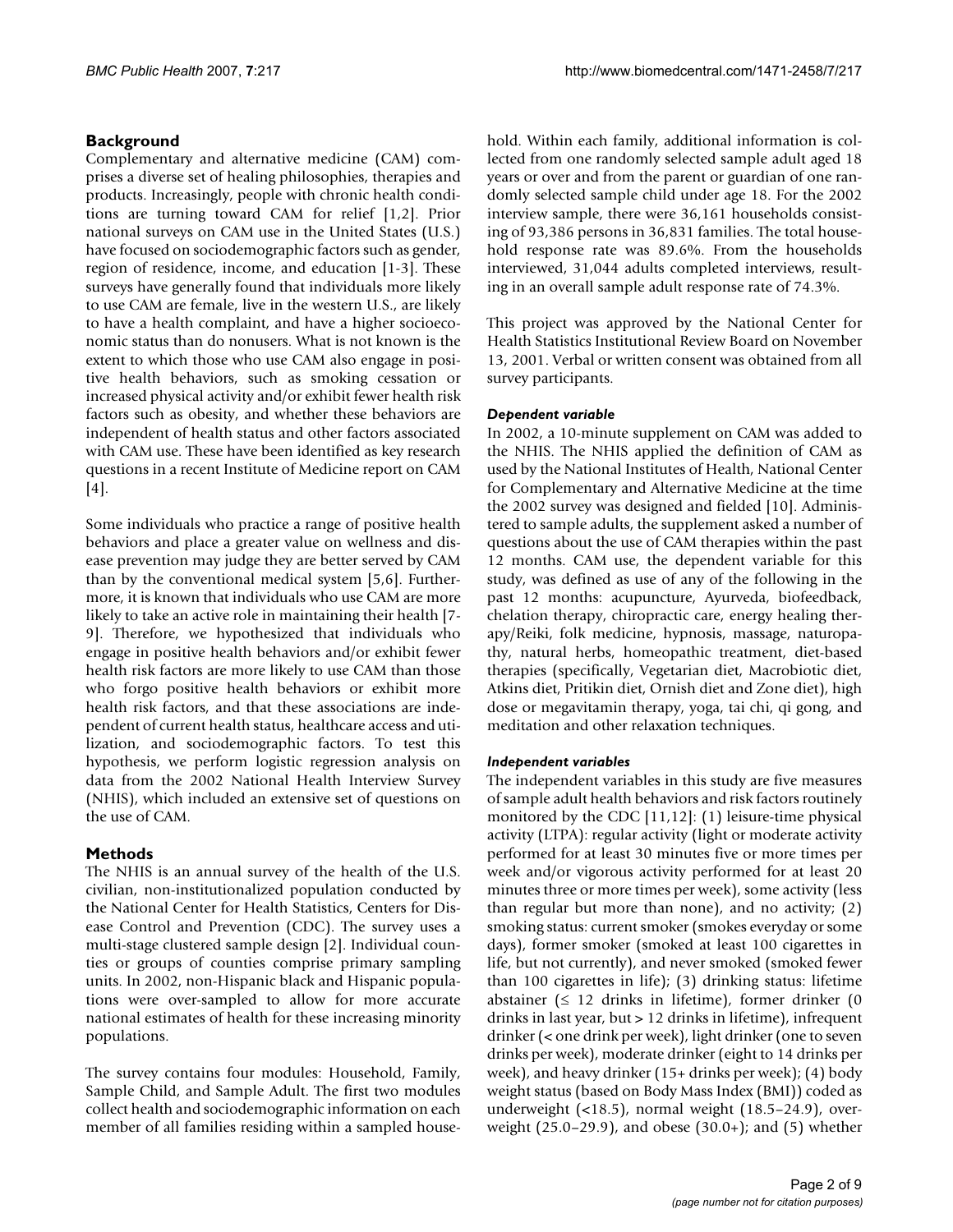## Background

Complementary and alternative medicine (CAM) comprises a diverse set of healing philosophies, therapies and products. Increasingly, people with chronic health conditions are turning toward CAM for relief [1,2]. Prior national surveys on CAM use in the United States (U.S.) have focused on sociodemographic factors such as gender, region of residence, income, and education [1-3]. These surveys have generally found that individuals more likely to use CAM are female, live in the western U.S., are likely to have a health complaint, and have a higher socioeconomic status than do nonusers. What is not known is the extent to which those who use CAM also engage in positive health behaviors, such as smoking cessation or increased physical activity and/or exhibit fewer health risk factors such as obesity, and whether these behaviors are independent of health status and other factors associated with CAM use. These have been identified as key research questions in a recent Institute of Medicine report on CAM [4].

Some individuals who practice a range of positive health behaviors and place a greater value on wellness and disease prevention may judge they are better served by CAM than by the conventional medical system [5,6]. Furthermore, it is known that individuals who use CAM are more likely to take an active role in maintaining their health [7-9]. Therefore, we hypothesized that individuals who engage in positive health behaviors and/or exhibit fewer health risk factors are more likely to use CAM than those who forgo positive health behaviors or exhibit more health risk factors, and that these associations are independent of current health status, healthcare access and utilization, and sociodemographic factors. To test this hypothesis, we perform logistic regression analysis on data from the 2002 National Health Interview Survey (NHIS), which included an extensive set of questions on the use of CAM.

## Methods

The NHIS is an annual survey of the health of the U.S. civilian, non-institutionalized population conducted by the National Center for Health Statistics, Centers for Disease Control and Prevention (CDC). The survey uses a multi-stage clustered sample design [2]. Individual counties or groups of counties comprise primary sampling units. In 2002, non-Hispanic black and Hispanic populations were over-sampled to allow for more accurate national estimates of health for these increasing minority populations.

The survey contains four modules: Household, Family, Sample Child, and Sample Adult. The first two modules collect health and sociodemographic information on each member of all families residing within a sampled household. Within each family, additional information is collected from one randomly selected sample adult aged 18 years or over and from the parent or guardian of one randomly selected sample child under age 18. For the 2002 interview sample, there were 36,161 households consisting of 93,386 persons in 36,831 families. The total household response rate was 89.6%. From the households interviewed, 31,044 adults completed interviews, resulting in an overall sample adult response rate of 74.3%.

This project was approved by the National Center for Health Statistics Institutional Review Board on November 13, 2001. Verbal or written consent was obtained from all survey participants.

### *Dependent variable*

In 2002, a 10-minute supplement on CAM was added to the NHIS. The NHIS applied the definition of CAM as used by the National Institutes of Health, National Center for Complementary and Alternative Medicine at the time the 2002 survey was designed and fielded [10]. Administered to sample adults, the supplement asked a number of questions about the use of CAM therapies within the past 12 months. CAM use, the dependent variable for this study, was defined as use of any of the following in the past 12 months: acupuncture, Ayurveda, biofeedback, chelation therapy, chiropractic care, energy healing therapy/Reiki, folk medicine, hypnosis, massage, naturopathy, natural herbs, homeopathic treatment, diet-based therapies (specifically, Vegetarian diet, Macrobiotic diet, Atkins diet, Pritikin diet, Ornish diet and Zone diet), high dose or megavitamin therapy, yoga, tai chi, qi gong, and meditation and other relaxation techniques.

### *Independent variables*

The independent variables in this study are five measures of sample adult health behaviors and risk factors routinely monitored by the CDC [11,12]: (1) leisure-time physical activity (LTPA): regular activity (light or moderate activity performed for at least 30 minutes five or more times per week and/or vigorous activity performed for at least 20 minutes three or more times per week), some activity (less than regular but more than none), and no activity; (2) smoking status: current smoker (smokes everyday or some days), former smoker (smoked at least 100 cigarettes in life, but not currently), and never smoked (smoked fewer than 100 cigarettes in life); (3) drinking status: lifetime abstainer (≤ 12 drinks in lifetime), former drinker (0 drinks in last year, but > 12 drinks in lifetime), infrequent drinker (< one drink per week), light drinker (one to seven drinks per week), moderate drinker (eight to 14 drinks per week), and heavy drinker (15+ drinks per week); (4) body weight status (based on Body Mass Index (BMI)) coded as underweight (<18.5), normal weight (18.5–24.9), overweight (25.0–29.9), and obese (30.0+); and (5) whether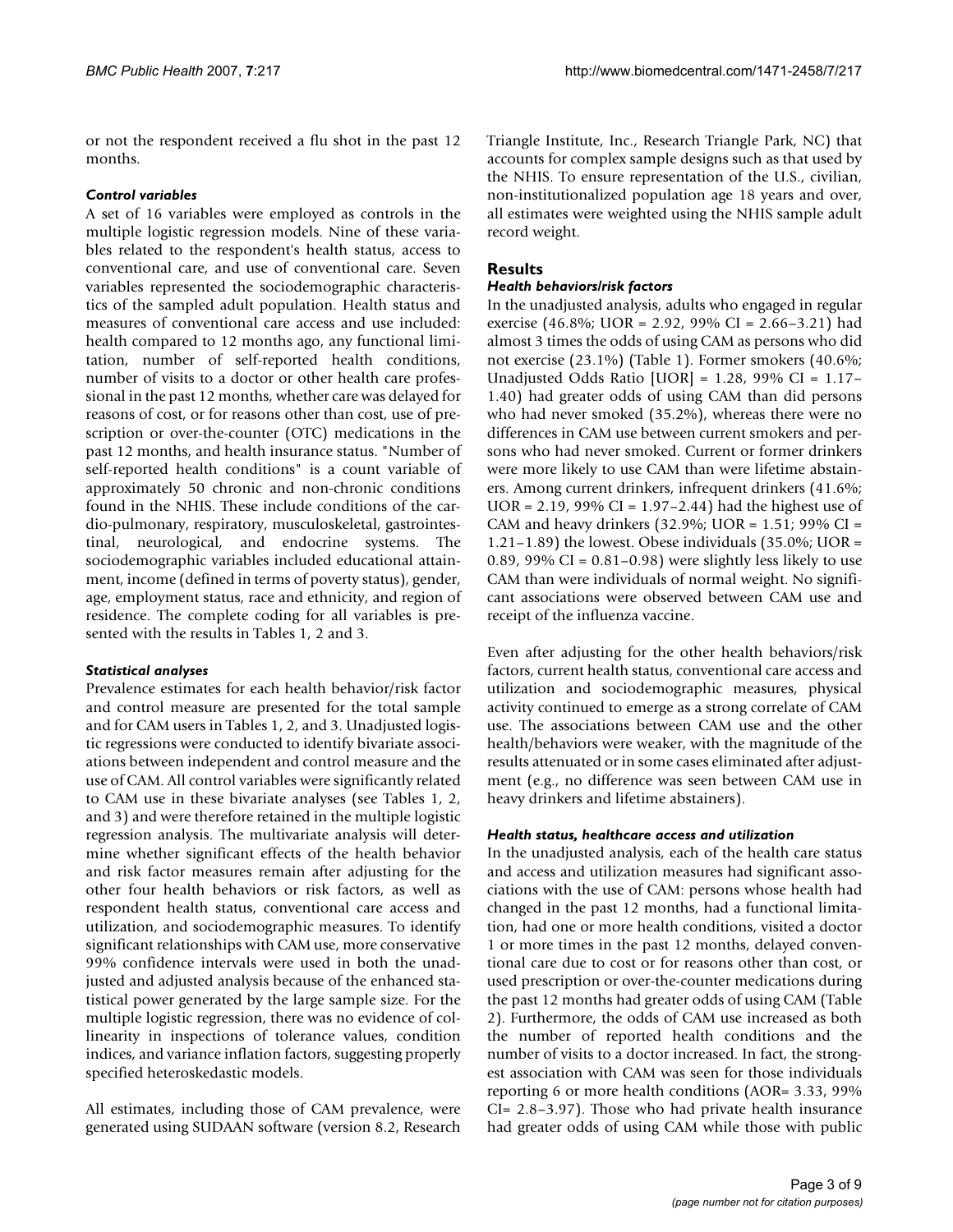or not the respondent received a flu shot in the past 12 months.

### *Control variables*

A set of 16 variables were employed as controls in the multiple logistic regression models. Nine of these variables related to the respondent's health status, access to conventional care, and use of conventional care. Seven variables represented the sociodemographic characteristics of the sampled adult population. Health status and measures of conventional care access and use included: health compared to 12 months ago, any functional limitation, number of self-reported health conditions, number of visits to a doctor or other health care professional in the past 12 months, whether care was delayed for reasons of cost, or for reasons other than cost, use of prescription or over-the-counter (OTC) medications in the past 12 months, and health insurance status. "Number of self-reported health conditions" is a count variable of approximately 50 chronic and non-chronic conditions found in the NHIS. These include conditions of the cardio-pulmonary, respiratory, musculoskeletal, gastrointestinal, neurological, and endocrine systems. The sociodemographic variables included educational attainment, income (defined in terms of poverty status), gender, age, employment status, race and ethnicity, and region of residence. The complete coding for all variables is presented with the results in Tables 1, 2 and 3.

### *Statistical analyses*

Prevalence estimates for each health behavior/risk factor and control measure are presented for the total sample and for CAM users in Tables 1, 2, and 3. Unadjusted logistic regressions were conducted to identify bivariate associations between independent and control measure and the use of CAM. All control variables were significantly related to CAM use in these bivariate analyses (see Tables 1, 2, and 3) and were therefore retained in the multiple logistic regression analysis. The multivariate analysis will determine whether significant effects of the health behavior and risk factor measures remain after adjusting for the other four health behaviors or risk factors, as well as respondent health status, conventional care access and utilization, and sociodemographic measures. To identify significant relationships with CAM use, more conservative 99% confidence intervals were used in both the unadjusted and adjusted analysis because of the enhanced statistical power generated by the large sample size. For the multiple logistic regression, there was no evidence of collinearity in inspections of tolerance values, condition indices, and variance inflation factors, suggesting properly specified heteroskedastic models.

All estimates, including those of CAM prevalence, were generated using SUDAAN software (version 8.2, Research Triangle Institute, Inc., Research Triangle Park, NC) that accounts for complex sample designs such as that used by the NHIS. To ensure representation of the U.S., civilian, non-institutionalized population age 18 years and over, all estimates were weighted using the NHIS sample adult record weight.

## Results

### *Health behaviors/risk factors*

In the unadjusted analysis, adults who engaged in regular exercise (46.8%; UOR = 2.92, 99% CI = 2.66–3.21) had almost 3 times the odds of using CAM as persons who did not exercise (23.1%) (Table 1). Former smokers (40.6%; Unadjusted Odds Ratio [UOR] = 1.28, 99% CI = 1.17–1.40) had greater odds of using CAM than did persons who had never smoked (35.2%), whereas there were no differences in CAM use between current smokers and persons who had never smoked. Current or former drinkers were more likely to use CAM than were lifetime abstainers. Among current drinkers, infrequent drinkers (41.6%; UOR = 2.19, 99% CI = 1.97–2.44) had the highest use of CAM and heavy drinkers (32.9%; UOR = 1.51; 99% CI = 1.21–1.89) the lowest. Obese individuals (35.0%; UOR = 0.89, 99% CI = 0.81–0.98) were slightly less likely to use CAM than were individuals of normal weight. No significant associations were observed between CAM use and receipt of the influenza vaccine.

Even after adjusting for the other health behaviors/risk factors, current health status, conventional care access and utilization and sociodemographic measures, physical activity continued to emerge as a strong correlate of CAM use. The associations between CAM use and the other health/behaviors were weaker, with the magnitude of the results attenuated or in some cases eliminated after adjustment (e.g., no difference was seen between CAM use in heavy drinkers and lifetime abstainers).

### *Health status, healthcare access and utilization*

In the unadjusted analysis, each of the health care status and access and utilization measures had significant associations with the use of CAM: persons whose health had changed in the past 12 months, had a functional limitation, had one or more health conditions, visited a doctor 1 or more times in the past 12 months, delayed conventional care due to cost or for reasons other than cost, or used prescription or over-the-counter medications during the past 12 months had greater odds of using CAM (Table 2). Furthermore, the odds of CAM use increased as both the number of reported health conditions and the number of visits to a doctor increased. In fact, the strongest association with CAM was seen for those individuals reporting 6 or more health conditions (AOR= 3.33, 99% CI= 2.8–3.97). Those who had private health insurance had greater odds of using CAM while those with public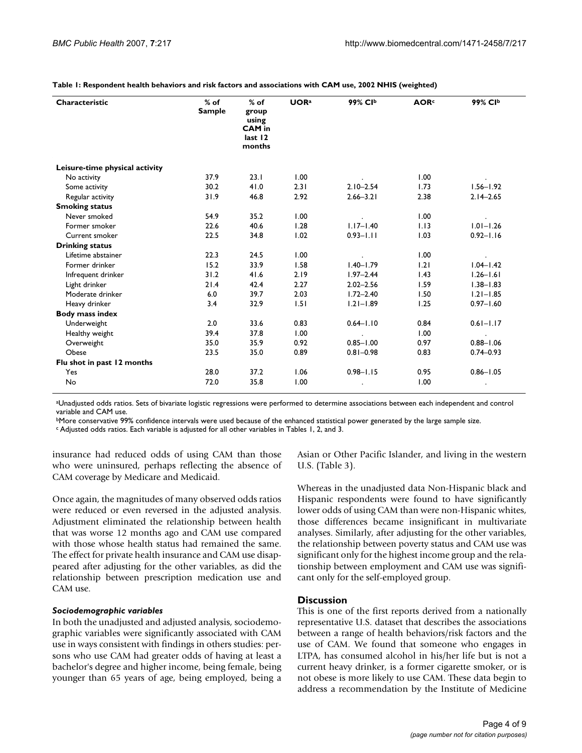**Table 1: Respondent health behaviors and risk factors and associations with CAM use, 2002 NHIS (weighted)**

| Characteristic | % of Sample | % of group using CAM in last 12 months | UOR[a] | 99% CI[b] | AOR[c] | 99% CI[b] |
|---|---|---|---|---|---|---|
| **Leisure-time physical activity** | | | | | | |
| No activity | 37.9 | 23.1 | 1.00 | . | 1.00 | . |
| Some activity | 30.2 | 41.0 | 2.31 | 2.10–2.54 | 1.73 | 1.56–1.92 |
| Regular activity | 31.9 | 46.8 | 2.92 | 2.66–3.21 | 2.38 | 2.14–2.65 |
| **Smoking status** | | | | | | |
| Never smoked | 54.9 | 35.2 | 1.00 | . | 1.00 | . |
| Former smoker | 22.6 | 40.6 | 1.28 | 1.17–1.40 | 1.13 | 1.01–1.26 |
| Current smoker | 22.5 | 34.8 | 1.02 | 0.93–1.11 | 1.03 | 0.92–1.16 |
| **Drinking status** | | | | | | |
| Lifetime abstainer | 22.3 | 24.5 | 1.00 | . | 1.00 | . |
| Former drinker | 15.2 | 33.9 | 1.58 | 1.40–1.79 | 1.21 | 1.04–1.42 |
| Infrequent drinker | 31.2 | 41.6 | 2.19 | 1.97–2.44 | 1.43 | 1.26–1.61 |
| Light drinker | 21.4 | 42.4 | 2.27 | 2.02–2.56 | 1.59 | 1.38–1.83 |
| Moderate drinker | 6.0 | 39.7 | 2.03 | 1.72–2.40 | 1.50 | 1.21–1.85 |
| Heavy drinker | 3.4 | 32.9 | 1.51 | 1.21–1.89 | 1.25 | 0.97–1.60 |
| **Body mass index** | | | | | | |
| Underweight | 2.0 | 33.6 | 0.83 | 0.64–1.10 | 0.84 | 0.61–1.17 |
| Healthy weight | 39.4 | 37.8 | 1.00 | . | 1.00 | . |
| Overweight | 35.0 | 35.9 | 0.92 | 0.85–1.00 | 0.97 | 0.88–1.06 |
| Obese | 23.5 | 35.0 | 0.89 | 0.81–0.98 | 0.83 | 0.74–0.93 |
| **Flu shot in past 12 months** | | | | | | |
| Yes | 28.0 | 37.2 | 1.06 | 0.98–1.15 | 0.95 | 0.86–1.05 |
| No | 72.0 | 35.8 | 1.00 | . | 1.00 | . |

[a]Unadjusted odds ratios. Sets of bivariate logistic regressions were performed to determine associations between each independent and control variable and CAM use.
[b]More conservative 99% confidence intervals were used because of the enhanced statistical power generated by the large sample size.
[c] Adjusted odds ratios. Each variable is adjusted for all other variables in Tables 1, 2, and 3.

insurance had reduced odds of using CAM than those who were uninsured, perhaps reflecting the absence of CAM coverage by Medicare and Medicaid.

Once again, the magnitudes of many observed odds ratios were reduced or even reversed in the adjusted analysis. Adjustment eliminated the relationship between health that was worse 12 months ago and CAM use compared with those whose health status had remained the same. The effect for private health insurance and CAM use disappeared after adjusting for the other variables, as did the relationship between prescription medication use and CAM use.

### *Sociodemographic variables*

In both the unadjusted and adjusted analysis, sociodemographic variables were significantly associated with CAM use in ways consistent with findings in others studies: persons who use CAM had greater odds of having at least a bachelor's degree and higher income, being female, being younger than 65 years of age, being employed, being a Asian or Other Pacific Islander, and living in the western U.S. (Table 3).

Whereas in the unadjusted data Non-Hispanic black and Hispanic respondents were found to have significantly lower odds of using CAM than were non-Hispanic whites, those differences became insignificant in multivariate analyses. Similarly, after adjusting for the other variables, the relationship between poverty status and CAM use was significant only for the highest income group and the relationship between employment and CAM use was significant only for the self-employed group.

## Discussion

This is one of the first reports derived from a nationally representative U.S. dataset that describes the associations between a range of health behaviors/risk factors and the use of CAM. We found that someone who engages in LTPA, has consumed alcohol in his/her life but is not a current heavy drinker, is a former cigarette smoker, or is not obese is more likely to use CAM. These data begin to address a recommendation by the Institute of Medicine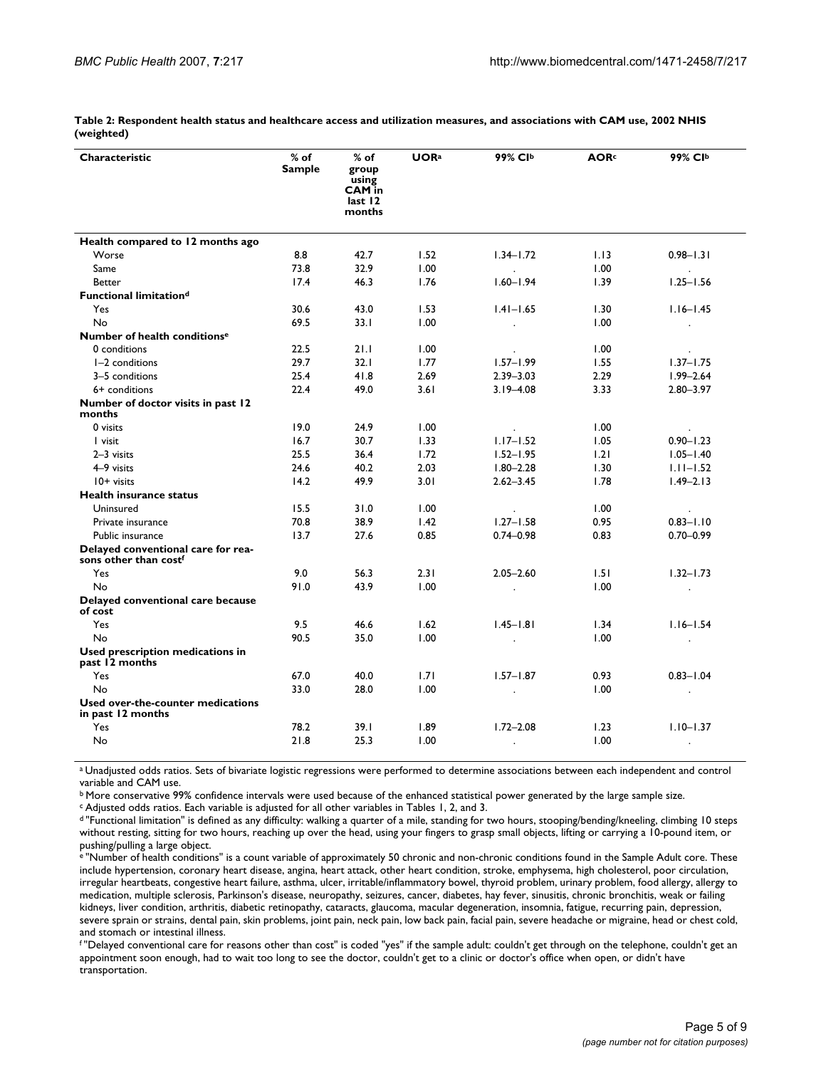**Table 2: Respondent health status and healthcare access and utilization measures, and associations with CAM use, 2002 NHIS (weighted)**

| Characteristic | % of Sample | % of group using CAM in last 12 months | UOR[a] | 99% CI[b] | AOR[c] | 99% CI[b] |
|---|---|---|---|---|---|---|
| **Health compared to 12 months ago** | | | | | | |
| Worse | 8.8 | 42.7 | 1.52 | 1.34–1.72 | 1.13 | 0.98–1.31 |
| Same | 73.8 | 32.9 | 1.00 | . | 1.00 | . |
| Better | 17.4 | 46.3 | 1.76 | 1.60–1.94 | 1.39 | 1.25–1.56 |
| **Functional limitation[d]** | | | | | | |
| Yes | 30.6 | 43.0 | 1.53 | 1.41–1.65 | 1.30 | 1.16–1.45 |
| No | 69.5 | 33.1 | 1.00 | . | 1.00 | . |
| **Number of health conditions[e]** | | | | | | |
| 0 conditions | 22.5 | 21.1 | 1.00 | . | 1.00 | . |
| 1–2 conditions | 29.7 | 32.1 | 1.77 | 1.57–1.99 | 1.55 | 1.37–1.75 |
| 3–5 conditions | 25.4 | 41.8 | 2.69 | 2.39–3.03 | 2.29 | 1.99–2.64 |
| 6+ conditions | 22.4 | 49.0 | 3.61 | 3.19–4.08 | 3.33 | 2.80–3.97 |
| **Number of doctor visits in past 12 months** | | | | | | |
| 0 visits | 19.0 | 24.9 | 1.00 | . | 1.00 | . |
| 1 visit | 16.7 | 30.7 | 1.33 | 1.17–1.52 | 1.05 | 0.90–1.23 |
| 2–3 visits | 25.5 | 36.4 | 1.72 | 1.52–1.95 | 1.21 | 1.05–1.40 |
| 4–9 visits | 24.6 | 40.2 | 2.03 | 1.80–2.28 | 1.30 | 1.11–1.52 |
| 10+ visits | 14.2 | 49.9 | 3.01 | 2.62–3.45 | 1.78 | 1.49–2.13 |
| **Health insurance status** | | | | | | |
| Uninsured | 15.5 | 31.0 | 1.00 | . | 1.00 | . |
| Private insurance | 70.8 | 38.9 | 1.42 | 1.27–1.58 | 0.95 | 0.83–1.10 |
| Public insurance | 13.7 | 27.6 | 0.85 | 0.74–0.98 | 0.83 | 0.70–0.99 |
| **Delayed conventional care for reasons other than cost[f]** | | | | | | |
| Yes | 9.0 | 56.3 | 2.31 | 2.05–2.60 | 1.51 | 1.32–1.73 |
| No | 91.0 | 43.9 | 1.00 | . | 1.00 | . |
| **Delayed conventional care because of cost** | | | | | | |
| Yes | 9.5 | 46.6 | 1.62 | 1.45–1.81 | 1.34 | 1.16–1.54 |
| No | 90.5 | 35.0 | 1.00 | . | 1.00 | . |
| **Used prescription medications in past 12 months** | | | | | | |
| Yes | 67.0 | 40.0 | 1.71 | 1.57–1.87 | 0.93 | 0.83–1.04 |
| No | 33.0 | 28.0 | 1.00 | . | 1.00 | . |
| **Used over-the-counter medications in past 12 months** | | | | | | |
| Yes | 78.2 | 39.1 | 1.89 | 1.72–2.08 | 1.23 | 1.10–1.37 |
| No | 21.8 | 25.3 | 1.00 | . | 1.00 | . |

[a] Unadjusted odds ratios. Sets of bivariate logistic regressions were performed to determine associations between each independent and control variable and CAM use.

[b] More conservative 99% confidence intervals were used because of the enhanced statistical power generated by the large sample size.

[c] Adjusted odds ratios. Each variable is adjusted for all other variables in Tables 1, 2, and 3.

[d] "Functional limitation" is defined as any difficulty: walking a quarter of a mile, standing for two hours, stooping/bending/kneeling, climbing 10 steps without resting, sitting for two hours, reaching up over the head, using your fingers to grasp small objects, lifting or carrying a 10-pound item, or pushing/pulling a large object.

[e] "Number of health conditions" is a count variable of approximately 50 chronic and non-chronic conditions found in the Sample Adult core. These include hypertension, coronary heart disease, angina, heart attack, other heart condition, stroke, emphysema, high cholesterol, poor circulation, irregular heartbeats, congestive heart failure, asthma, ulcer, irritable/inflammatory bowel, thyroid problem, urinary problem, food allergy, allergy to medication, multiple sclerosis, Parkinson's disease, neuropathy, seizures, cancer, diabetes, hay fever, sinusitis, chronic bronchitis, weak or failing kidneys, liver condition, arthritis, diabetic retinopathy, cataracts, glaucoma, macular degeneration, insomnia, fatigue, recurring pain, depression, severe sprain or strains, dental pain, skin problems, joint pain, neck pain, low back pain, facial pain, severe headache or migraine, head or chest cold, and stomach or intestinal illness.

[f] "Delayed conventional care for reasons other than cost" is coded "yes" if the sample adult: couldn't get through on the telephone, couldn't get an appointment soon enough, had to wait too long to see the doctor, couldn't get to a clinic or doctor's office when open, or didn't have transportation.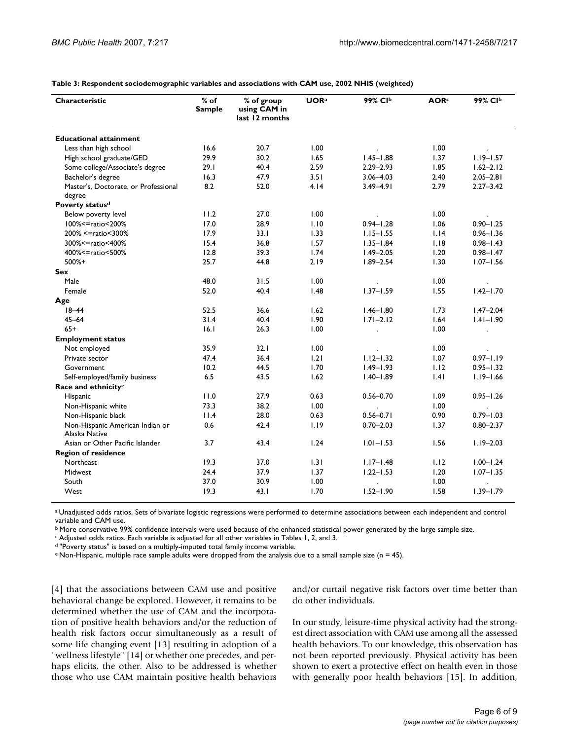**Table 3: Respondent sociodemographic variables and associations with CAM use, 2002 NHIS (weighted)**

| Characteristic | % of Sample | % of group using CAM in last 12 months | UOR[a] | 99% CI[b] | AOR[c] | 99% CI[b] |
|---|---|---|---|---|---|---|
| **Educational attainment** | | | | | | |
| Less than high school | 16.6 | 20.7 | 1.00 | . | 1.00 | . |
| High school graduate/GED | 29.9 | 30.2 | 1.65 | 1.45–1.88 | 1.37 | 1.19–1.57 |
| Some college/Associate's degree | 29.1 | 40.4 | 2.59 | 2.29–2.93 | 1.85 | 1.62–2.12 |
| Bachelor's degree | 16.3 | 47.9 | 3.51 | 3.06–4.03 | 2.40 | 2.05–2.81 |
| Master's, Doctorate, or Professional degree | 8.2 | 52.0 | 4.14 | 3.49–4.91 | 2.79 | 2.27–3.42 |
| **Poverty status[d]** | | | | | | |
| Below poverty level | 11.2 | 27.0 | 1.00 | . | 1.00 | . |
| 100%<=ratio<200% | 17.0 | 28.9 | 1.10 | 0.94–1.28 | 1.06 | 0.90–1.25 |
| 200% <=ratio<300% | 17.9 | 33.1 | 1.33 | 1.15–1.55 | 1.14 | 0.96–1.36 |
| 300%<=ratio<400% | 15.4 | 36.8 | 1.57 | 1.35–1.84 | 1.18 | 0.98–1.43 |
| 400%<=ratio<500% | 12.8 | 39.3 | 1.74 | 1.49–2.05 | 1.20 | 0.98–1.47 |
| 500%+ | 25.7 | 44.8 | 2.19 | 1.89–2.54 | 1.30 | 1.07–1.56 |
| **Sex** | | | | | | |
| Male | 48.0 | 31.5 | 1.00 | . | 1.00 | . |
| Female | 52.0 | 40.4 | 1.48 | 1.37–1.59 | 1.55 | 1.42–1.70 |
| **Age** | | | | | | |
| 18–44 | 52.5 | 36.6 | 1.62 | 1.46–1.80 | 1.73 | 1.47–2.04 |
| 45–64 | 31.4 | 40.4 | 1.90 | 1.71–2.12 | 1.64 | 1.41–1.90 |
| 65+ | 16.1 | 26.3 | 1.00 | . | 1.00 | . |
| **Employment status** | | | | | | |
| Not employed | 35.9 | 32.1 | 1.00 | . | 1.00 | . |
| Private sector | 47.4 | 36.4 | 1.21 | 1.12–1.32 | 1.07 | 0.97–1.19 |
| Government | 10.2 | 44.5 | 1.70 | 1.49–1.93 | 1.12 | 0.95–1.32 |
| Self-employed/family business | 6.5 | 43.5 | 1.62 | 1.40–1.89 | 1.41 | 1.19–1.66 |
| **Race and ethnicity[e]** | | | | | | |
| Hispanic | 11.0 | 27.9 | 0.63 | 0.56–0.70 | 1.09 | 0.95–1.26 |
| Non-Hispanic white | 73.3 | 38.2 | 1.00 | . | 1.00 | . |
| Non-Hispanic black | 11.4 | 28.0 | 0.63 | 0.56–0.71 | 0.90 | 0.79–1.03 |
| Non-Hispanic American Indian or Alaska Native | 0.6 | 42.4 | 1.19 | 0.70–2.03 | 1.37 | 0.80–2.37 |
| Asian or Other Pacific Islander | 3.7 | 43.4 | 1.24 | 1.01–1.53 | 1.56 | 1.19–2.03 |
| **Region of residence** | | | | | | |
| Northeast | 19.3 | 37.0 | 1.31 | 1.17–1.48 | 1.12 | 1.00–1.24 |
| Midwest | 24.4 | 37.9 | 1.37 | 1.22–1.53 | 1.20 | 1.07–1.35 |
| South | 37.0 | 30.9 | 1.00 | . | 1.00 | . |
| West | 19.3 | 43.1 | 1.70 | 1.52–1.90 | 1.58 | 1.39–1.79 |

[a] Unadjusted odds ratios. Sets of bivariate logistic regressions were performed to determine associations between each independent and control variable and CAM use.
[b] More conservative 99% confidence intervals were used because of the enhanced statistical power generated by the large sample size.
[c] Adjusted odds ratios. Each variable is adjusted for all other variables in Tables 1, 2, and 3.
[d] "Poverty status" is based on a multiply-imputed total family income variable.
[e] Non-Hispanic, multiple race sample adults were dropped from the analysis due to a small sample size (n = 45).

[4] that the associations between CAM use and positive behavioral change be explored. However, it remains to be determined whether the use of CAM and the incorporation of positive health behaviors and/or the reduction of health risk factors occur simultaneously as a result of some life changing event [13] resulting in adoption of a "wellness lifestyle" [14] or whether one precedes, and perhaps elicits, the other. Also to be addressed is whether those who use CAM maintain positive health behaviors and/or curtail negative risk factors over time better than do other individuals.

In our study, leisure-time physical activity had the strongest direct association with CAM use among all the assessed health behaviors. To our knowledge, this observation has not been reported previously. Physical activity has been shown to exert a protective effect on health even in those with generally poor health behaviors [15]. In addition,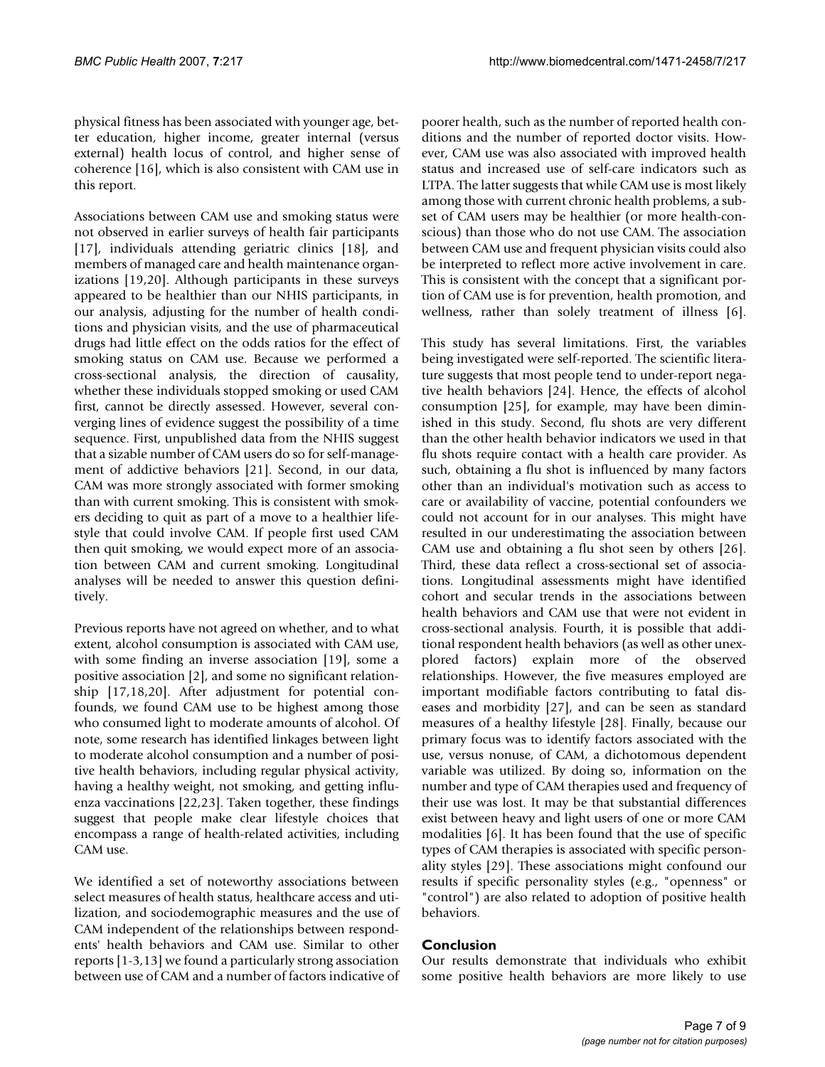physical fitness has been associated with younger age, better education, higher income, greater internal (versus external) health locus of control, and higher sense of coherence [16], which is also consistent with CAM use in this report.

Associations between CAM use and smoking status were not observed in earlier surveys of health fair participants [17], individuals attending geriatric clinics [18], and members of managed care and health maintenance organizations [19,20]. Although participants in these surveys appeared to be healthier than our NHIS participants, in our analysis, adjusting for the number of health conditions and physician visits, and the use of pharmaceutical drugs had little effect on the odds ratios for the effect of smoking status on CAM use. Because we performed a cross-sectional analysis, the direction of causality, whether these individuals stopped smoking or used CAM first, cannot be directly assessed. However, several converging lines of evidence suggest the possibility of a time sequence. First, unpublished data from the NHIS suggest that a sizable number of CAM users do so for self-management of addictive behaviors [21]. Second, in our data, CAM was more strongly associated with former smoking than with current smoking. This is consistent with smokers deciding to quit as part of a move to a healthier lifestyle that could involve CAM. If people first used CAM then quit smoking, we would expect more of an association between CAM and current smoking. Longitudinal analyses will be needed to answer this question definitively.

Previous reports have not agreed on whether, and to what extent, alcohol consumption is associated with CAM use, with some finding an inverse association [19], some a positive association [2], and some no significant relationship [17,18,20]. After adjustment for potential confounds, we found CAM use to be highest among those who consumed light to moderate amounts of alcohol. Of note, some research has identified linkages between light to moderate alcohol consumption and a number of positive health behaviors, including regular physical activity, having a healthy weight, not smoking, and getting influenza vaccinations [22,23]. Taken together, these findings suggest that people make clear lifestyle choices that encompass a range of health-related activities, including CAM use.

We identified a set of noteworthy associations between select measures of health status, healthcare access and utilization, and sociodemographic measures and the use of CAM independent of the relationships between respondents' health behaviors and CAM use. Similar to other reports [1-3,13] we found a particularly strong association between use of CAM and a number of factors indicative of poorer health, such as the number of reported health conditions and the number of reported doctor visits. However, CAM use was also associated with improved health status and increased use of self-care indicators such as LTPA. The latter suggests that while CAM use is most likely among those with current chronic health problems, a subset of CAM users may be healthier (or more health-conscious) than those who do not use CAM. The association between CAM use and frequent physician visits could also be interpreted to reflect more active involvement in care. This is consistent with the concept that a significant portion of CAM use is for prevention, health promotion, and wellness, rather than solely treatment of illness [6].

This study has several limitations. First, the variables being investigated were self-reported. The scientific literature suggests that most people tend to under-report negative health behaviors [24]. Hence, the effects of alcohol consumption [25], for example, may have been diminished in this study. Second, flu shots are very different than the other health behavior indicators we used in that flu shots require contact with a health care provider. As such, obtaining a flu shot is influenced by many factors other than an individual's motivation such as access to care or availability of vaccine, potential confounders we could not account for in our analyses. This might have resulted in our underestimating the association between CAM use and obtaining a flu shot seen by others [26]. Third, these data reflect a cross-sectional set of associations. Longitudinal assessments might have identified cohort and secular trends in the associations between health behaviors and CAM use that were not evident in cross-sectional analysis. Fourth, it is possible that additional respondent health behaviors (as well as other unexplored factors) explain more of the observed relationships. However, the five measures employed are important modifiable factors contributing to fatal diseases and morbidity [27], and can be seen as standard measures of a healthy lifestyle [28]. Finally, because our primary focus was to identify factors associated with the use, versus nonuse, of CAM, a dichotomous dependent variable was utilized. By doing so, information on the number and type of CAM therapies used and frequency of their use was lost. It may be that substantial differences exist between heavy and light users of one or more CAM modalities [6]. It has been found that the use of specific types of CAM therapies is associated with specific personality styles [29]. These associations might confound our results if specific personality styles (e.g., "openness" or "control") are also related to adoption of positive health behaviors.

## Conclusion

Our results demonstrate that individuals who exhibit some positive health behaviors are more likely to use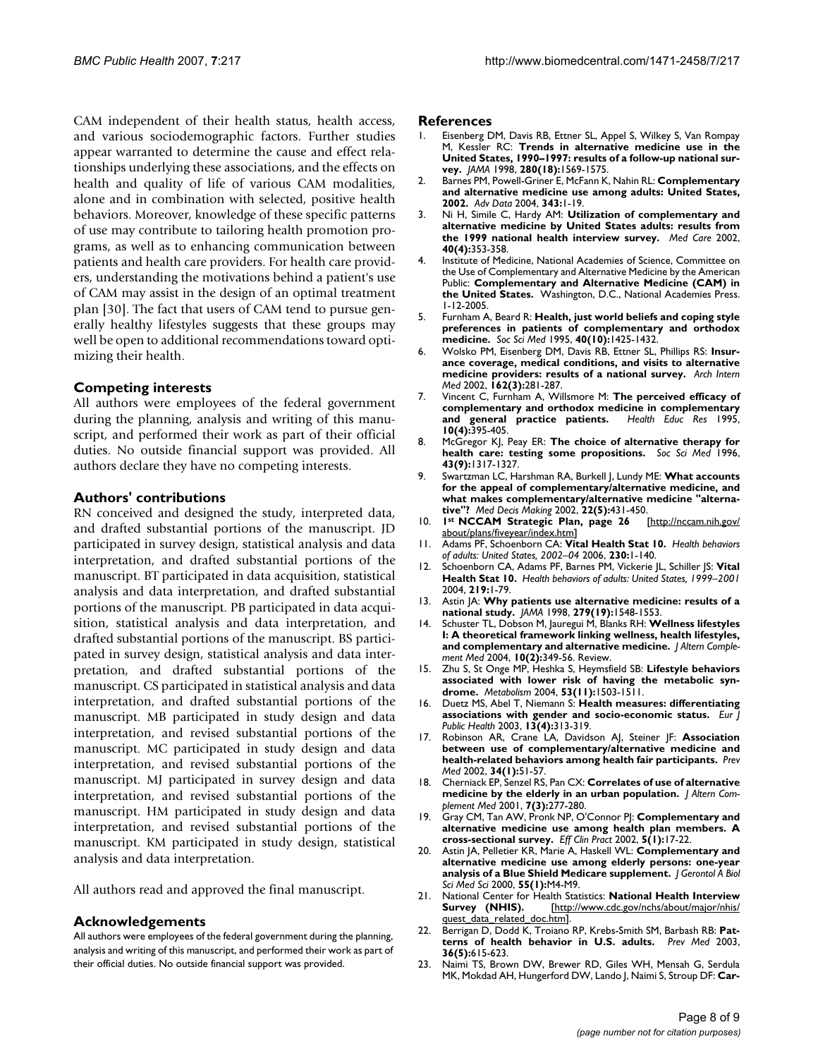CAM independent of their health status, health access, and various sociodemographic factors. Further studies appear warranted to determine the cause and effect relationships underlying these associations, and the effects on health and quality of life of various CAM modalities, alone and in combination with selected, positive health behaviors. Moreover, knowledge of these specific patterns of use may contribute to tailoring health promotion programs, as well as to enhancing communication between patients and health care providers. For health care providers, understanding the motivations behind a patient's use of CAM may assist in the design of an optimal treatment plan [30]. The fact that users of CAM tend to pursue generally healthy lifestyles suggests that these groups may well be open to additional recommendations toward optimizing their health.

## Competing interests

All authors were employees of the federal government during the planning, analysis and writing of this manuscript, and performed their work as part of their official duties. No outside financial support was provided. All authors declare they have no competing interests.

## Authors' contributions

RN conceived and designed the study, interpreted data, and drafted substantial portions of the manuscript. JD participated in survey design, statistical analysis and data interpretation, and drafted substantial portions of the manuscript. BT participated in data acquisition, statistical analysis and data interpretation, and drafted substantial portions of the manuscript. PB participated in data acquisition, statistical analysis and data interpretation, and drafted substantial portions of the manuscript. BS participated in survey design, statistical analysis and data interpretation, and drafted substantial portions of the manuscript. CS participated in statistical analysis and data interpretation, and drafted substantial portions of the manuscript. MB participated in study design and data interpretation, and revised substantial portions of the manuscript. MC participated in study design and data interpretation, and revised substantial portions of the manuscript. MJ participated in survey design and data interpretation, and revised substantial portions of the manuscript. HM participated in study design and data interpretation, and revised substantial portions of the manuscript. KM participated in study design, statistical analysis and data interpretation.

All authors read and approved the final manuscript.

## Acknowledgements

All authors were employees of the federal government during the planning, analysis and writing of this manuscript, and performed their work as part of their official duties. No outside financial support was provided.

## References

1. Eisenberg DM, Davis RB, Ettner SL, Appel S, Wilkey S, Van Rompay M, Kessler RC: **Trends in alternative medicine use in the United States, 1990–1997: results of a follow-up national survey.** *JAMA* 1998, **280(18):**1569-1575.
2. Barnes PM, Powell-Griner E, McFann K, Nahin RL: **Complementary and alternative medicine use among adults: United States, 2002.** *Adv Data* 2004, **343:**1-19.
3. Ni H, Simile C, Hardy AM: **Utilization of complementary and alternative medicine by United States adults: results from the 1999 national health interview survey.** *Med Care* 2002, **40(4):**353-358.
4. Institute of Medicine, National Academies of Science, Committee on the Use of Complementary and Alternative Medicine by the American Public: **Complementary and Alternative Medicine (CAM) in the United States.** Washington, D.C., National Academies Press. 1-12-2005.
5. Furnham A, Beard R: **Health, just world beliefs and coping style preferences in patients of complementary and orthodox medicine.** *Soc Sci Med* 1995, **40(10):**1425-1432.
6. Wolsko PM, Eisenberg DM, Davis RB, Ettner SL, Phillips RS: **Insurance coverage, medical conditions, and visits to alternative medicine providers: results of a national survey.** *Arch Intern Med* 2002, **162(3):**281-287.
7. Vincent C, Furnham A, Willsmore M: **The perceived efficacy of complementary and orthodox medicine in complementary and general practice patients.** *Health Educ Res* 1995, **10(4):**395-405.
8. McGregor KJ, Peay ER: **The choice of alternative therapy for health care: testing some propositions.** *Soc Sci Med* 1996, **43(9):**1317-1327.
9. Swartzman LC, Harshman RA, Burkell J, Lundy ME: **What accounts for the appeal of complementary/alternative medicine, and what makes complementary/alternative medicine "alternative"?** *Med Decis Making* 2002, **22(5):**431-450.
10. **1st NCCAM Strategic Plan, page 26** [http://nccam.nih.gov/about/plans/fiveyear/index.htm]
11. Adams PF, Schoenborn CA: **Vital Health Stat 10.** *Health behaviors of adults: United States, 2002–04* 2006, **230:**1-140.
12. Schoenborn CA, Adams PF, Barnes PM, Vickerie JL, Schiller JS: **Vital Health Stat 10.** *Health behaviors of adults: United States, 1999–2001* 2004, **219:**1-79.
13. Astin JA: **Why patients use alternative medicine: results of a national study.** *JAMA* 1998, **279(19):**1548-1553.
14. Schuster TL, Dobson M, Jauregui M, Blanks RH: **Wellness lifestyles I: A theoretical framework linking wellness, health lifestyles, and complementary and alternative medicine.** *J Altern Complement Med* 2004, **10(2):**349-56. Review.
15. Zhu S, St Onge MP, Heshka S, Heymsfield SB: **Lifestyle behaviors associated with lower risk of having the metabolic syndrome.** *Metabolism* 2004, **53(11):**1503-1511.
16. Duetz MS, Abel T, Niemann S: **Health measures: differentiating associations with gender and socio-economic status.** *Eur J Public Health* 2003, **13(4):**313-319.
17. Robinson AR, Crane LA, Davidson AJ, Steiner JF: **Association between use of complementary/alternative medicine and health-related behaviors among health fair participants.** *Prev Med* 2002, **34(1):**51-57.
18. Cherniack EP, Senzel RS, Pan CX: **Correlates of use of alternative medicine by the elderly in an urban population.** *J Altern Complement Med* 2001, **7(3):**277-280.
19. Gray CM, Tan AW, Pronk NP, O'Connor PJ: **Complementary and alternative medicine use among health plan members. A cross-sectional survey.** *Eff Clin Pract* 2002, **5(1):**17-22.
20. Astin JA, Pelletier KR, Marie A, Haskell WL: **Complementary and alternative medicine use among elderly persons: one-year analysis of a Blue Shield Medicare supplement.** *J Gerontol A Biol Sci Med Sci* 2000, **55(1):**M4-M9.
21. National Center for Health Statistics: **National Health Interview Survey (NHIS).** [http://www.cdc.gov/nchs/about/major/nhis/quest_data_related_doc.htm].
22. Berrigan D, Dodd K, Troiano RP, Krebs-Smith SM, Barbash RB: **Patterns of health behavior in U.S. adults.** *Prev Med* 2003, **36(5):**615-623.
23. Naimi TS, Brown DW, Brewer RD, Giles WH, Mensah G, Serdula MK, Mokdad AH, Hungerford DW, Lando J, Naimi S, Stroup DF: **Car-**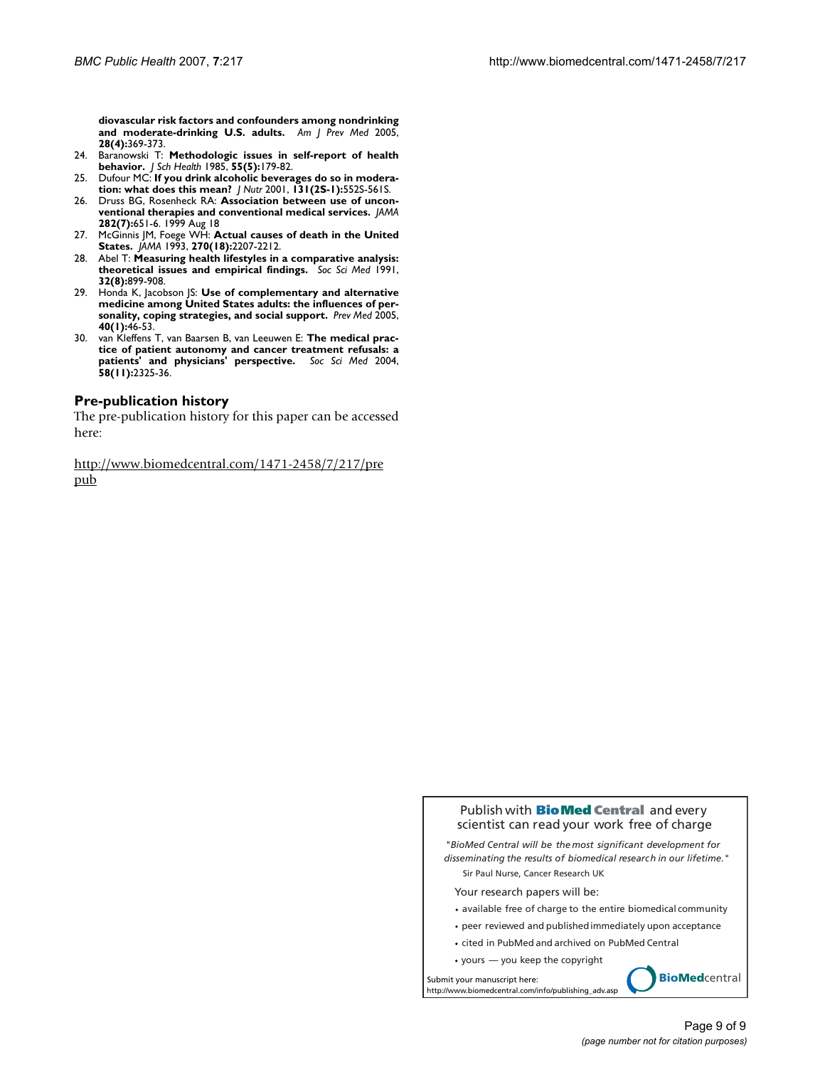**diovascular risk factors and confounders among nondrinking and moderate-drinking U.S. adults.** *Am J Prev Med* 2005, **28(4):**369-373.

24. Baranowski T: **Methodologic issues in self-report of health behavior.** *J Sch Health* 1985, **55(5):**179-82.
25. Dufour MC: **If you drink alcoholic beverages do so in moderation: what does this mean?** *J Nutr* 2001, **131(2S-1):**552S-561S.
26. Druss BG, Rosenheck RA: **Association between use of unconventional therapies and conventional medical services.** *JAMA* **282(7):**651-6. 1999 Aug 18
27. McGinnis JM, Foege WH: **Actual causes of death in the United States.** *JAMA* 1993, **270(18):**2207-2212.
28. Abel T: **Measuring health lifestyles in a comparative analysis: theoretical issues and empirical findings.** *Soc Sci Med* 1991, **32(8):**899-908.
29. Honda K, Jacobson JS: **Use of complementary and alternative medicine among United States adults: the influences of personality, coping strategies, and social support.** *Prev Med* 2005, **40(1):**46-53.
30. van Kleffens T, van Baarsen B, van Leeuwen E: **The medical practice of patient autonomy and cancer treatment refusals: a patients' and physicians' perspective.** *Soc Sci Med* 2004, **58(11):**2325-36.

## Pre-publication history

The pre-publication history for this paper can be accessed here:

http://www.biomedcentral.com/1471-2458/7/217/prepub

Publish with **BioMed Central** and every scientist can read your work free of charge

*"BioMed Central will be the most significant development for disseminating the results of biomedical research in our lifetime."*

Sir Paul Nurse, Cancer Research UK

Your research papers will be:

- available free of charge to the entire biomedical community
- peer reviewed and published immediately upon acceptance
- cited in PubMed and archived on PubMed Central
- yours — you keep the copyright

Submit your manuscript here:
http://www.biomedcentral.com/info/publishing_adv.asp

**BioMed**central